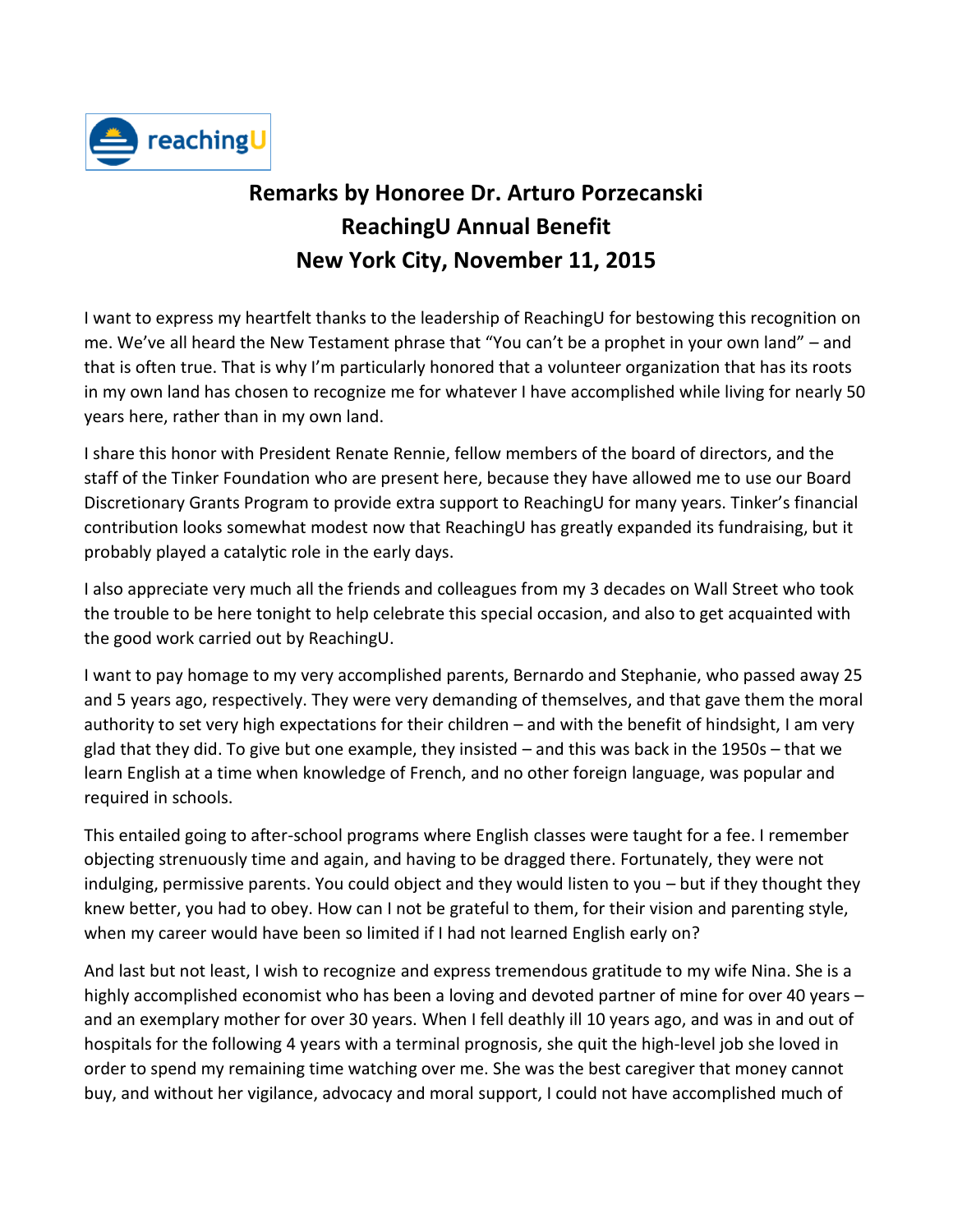# Remarks by Honoree Dr. Arturo Porzecanski
# ReachingU Annual Benefit
# New York City, November 11, 2015

I want to express my heartfelt thanks to the leadership of ReachingU for bestowing this recognition on me. We've all heard the New Testament phrase that "You can't be a prophet in your own land" – and that is often true. That is why I'm particularly honored that a volunteer organization that has its roots in my own land has chosen to recognize me for whatever I have accomplished while living for nearly 50 years here, rather than in my own land.

I share this honor with President Renate Rennie, fellow members of the board of directors, and the staff of the Tinker Foundation who are present here, because they have allowed me to use our Board Discretionary Grants Program to provide extra support to ReachingU for many years. Tinker's financial contribution looks somewhat modest now that ReachingU has greatly expanded its fundraising, but it probably played a catalytic role in the early days.

I also appreciate very much all the friends and colleagues from my 3 decades on Wall Street who took the trouble to be here tonight to help celebrate this special occasion, and also to get acquainted with the good work carried out by ReachingU.

I want to pay homage to my very accomplished parents, Bernardo and Stephanie, who passed away 25 and 5 years ago, respectively. They were very demanding of themselves, and that gave them the moral authority to set very high expectations for their children – and with the benefit of hindsight, I am very glad that they did. To give but one example, they insisted – and this was back in the 1950s – that we learn English at a time when knowledge of French, and no other foreign language, was popular and required in schools.

This entailed going to after-school programs where English classes were taught for a fee. I remember objecting strenuously time and again, and having to be dragged there. Fortunately, they were not indulging, permissive parents. You could object and they would listen to you – but if they thought they knew better, you had to obey. How can I not be grateful to them, for their vision and parenting style, when my career would have been so limited if I had not learned English early on?

And last but not least, I wish to recognize and express tremendous gratitude to my wife Nina. She is a highly accomplished economist who has been a loving and devoted partner of mine for over 40 years – and an exemplary mother for over 30 years. When I fell deathly ill 10 years ago, and was in and out of hospitals for the following 4 years with a terminal prognosis, she quit the high-level job she loved in order to spend my remaining time watching over me. She was the best caregiver that money cannot buy, and without her vigilance, advocacy and moral support, I could not have accomplished much of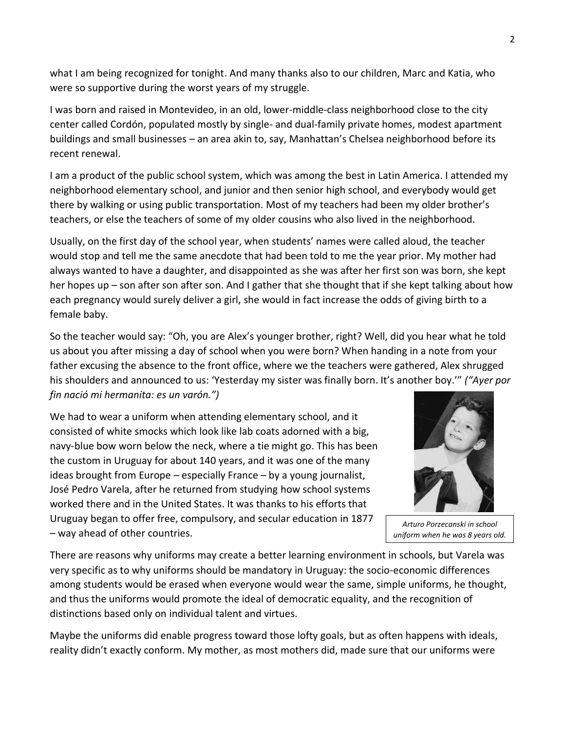what I am being recognized for tonight. And many thanks also to our children, Marc and Katia, who were so supportive during the worst years of my struggle.

I was born and raised in Montevideo, in an old, lower-middle-class neighborhood close to the city center called Cordón, populated mostly by single- and dual-family private homes, modest apartment buildings and small businesses – an area akin to, say, Manhattan's Chelsea neighborhood before its recent renewal.

I am a product of the public school system, which was among the best in Latin America. I attended my neighborhood elementary school, and junior and then senior high school, and everybody would get there by walking or using public transportation. Most of my teachers had been my older brother's teachers, or else the teachers of some of my older cousins who also lived in the neighborhood.

Usually, on the first day of the school year, when students' names were called aloud, the teacher would stop and tell me the same anecdote that had been told to me the year prior. My mother had always wanted to have a daughter, and disappointed as she was after her first son was born, she kept her hopes up – son after son after son. And I gather that she thought that if she kept talking about how each pregnancy would surely deliver a girl, she would in fact increase the odds of giving birth to a female baby.

So the teacher would say: "Oh, you are Alex's younger brother, right? Well, did you hear what he told us about you after missing a day of school when you were born? When handing in a note from your father excusing the absence to the front office, where we the teachers were gathered, Alex shrugged his shoulders and announced to us: 'Yesterday my sister was finally born. It's another boy.'" *("Ayer por fin nació mi hermanita: es un varón.")*

We had to wear a uniform when attending elementary school, and it consisted of white smocks which look like lab coats adorned with a big, navy-blue bow worn below the neck, where a tie might go. This has been the custom in Uruguay for about 140 years, and it was one of the many ideas brought from Europe – especially France – by a young journalist, José Pedro Varela, after he returned from studying how school systems worked there and in the United States. It was thanks to his efforts that Uruguay began to offer free, compulsory, and secular education in 1877 – way ahead of other countries.

*Arturo Porzecanski in school uniform when he was 8 years old.*

There are reasons why uniforms may create a better learning environment in schools, but Varela was very specific as to why uniforms should be mandatory in Uruguay: the socio-economic differences among students would be erased when everyone would wear the same, simple uniforms, he thought, and thus the uniforms would promote the ideal of democratic equality, and the recognition of distinctions based only on individual talent and virtues.

Maybe the uniforms did enable progress toward those lofty goals, but as often happens with ideals, reality didn't exactly conform. My mother, as most mothers did, made sure that our uniforms were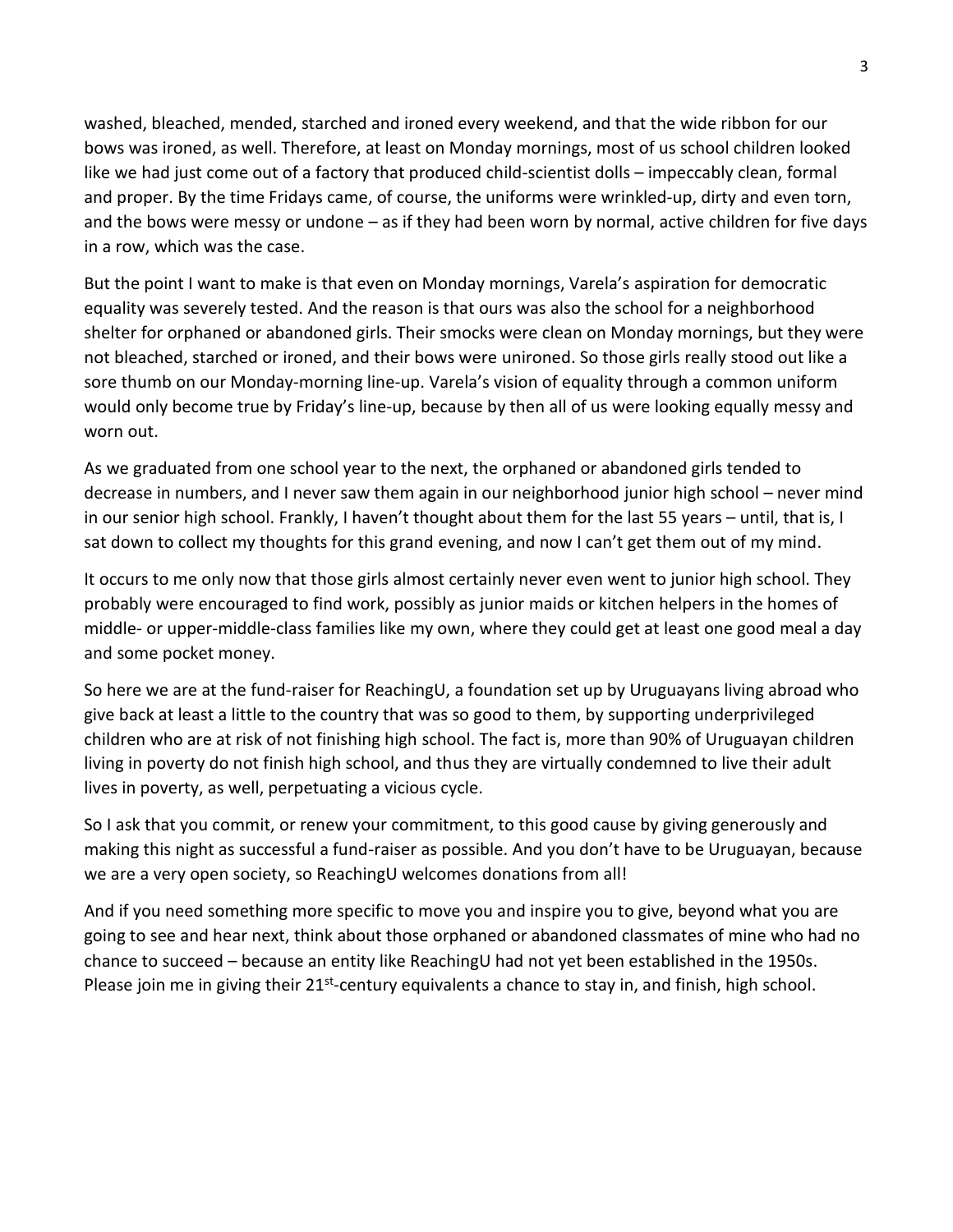washed, bleached, mended, starched and ironed every weekend, and that the wide ribbon for our bows was ironed, as well. Therefore, at least on Monday mornings, most of us school children looked like we had just come out of a factory that produced child-scientist dolls – impeccably clean, formal and proper. By the time Fridays came, of course, the uniforms were wrinkled-up, dirty and even torn, and the bows were messy or undone – as if they had been worn by normal, active children for five days in a row, which was the case.

But the point I want to make is that even on Monday mornings, Varela's aspiration for democratic equality was severely tested. And the reason is that ours was also the school for a neighborhood shelter for orphaned or abandoned girls. Their smocks were clean on Monday mornings, but they were not bleached, starched or ironed, and their bows were unironed. So those girls really stood out like a sore thumb on our Monday-morning line-up. Varela's vision of equality through a common uniform would only become true by Friday's line-up, because by then all of us were looking equally messy and worn out.

As we graduated from one school year to the next, the orphaned or abandoned girls tended to decrease in numbers, and I never saw them again in our neighborhood junior high school – never mind in our senior high school. Frankly, I haven't thought about them for the last 55 years – until, that is, I sat down to collect my thoughts for this grand evening, and now I can't get them out of my mind.

It occurs to me only now that those girls almost certainly never even went to junior high school. They probably were encouraged to find work, possibly as junior maids or kitchen helpers in the homes of middle- or upper-middle-class families like my own, where they could get at least one good meal a day and some pocket money.

So here we are at the fund-raiser for ReachingU, a foundation set up by Uruguayans living abroad who give back at least a little to the country that was so good to them, by supporting underprivileged children who are at risk of not finishing high school. The fact is, more than 90% of Uruguayan children living in poverty do not finish high school, and thus they are virtually condemned to live their adult lives in poverty, as well, perpetuating a vicious cycle.

So I ask that you commit, or renew your commitment, to this good cause by giving generously and making this night as successful a fund-raiser as possible. And you don't have to be Uruguayan, because we are a very open society, so ReachingU welcomes donations from all!

And if you need something more specific to move you and inspire you to give, beyond what you are going to see and hear next, think about those orphaned or abandoned classmates of mine who had no chance to succeed – because an entity like ReachingU had not yet been established in the 1950s. Please join me in giving their 21st-century equivalents a chance to stay in, and finish, high school.